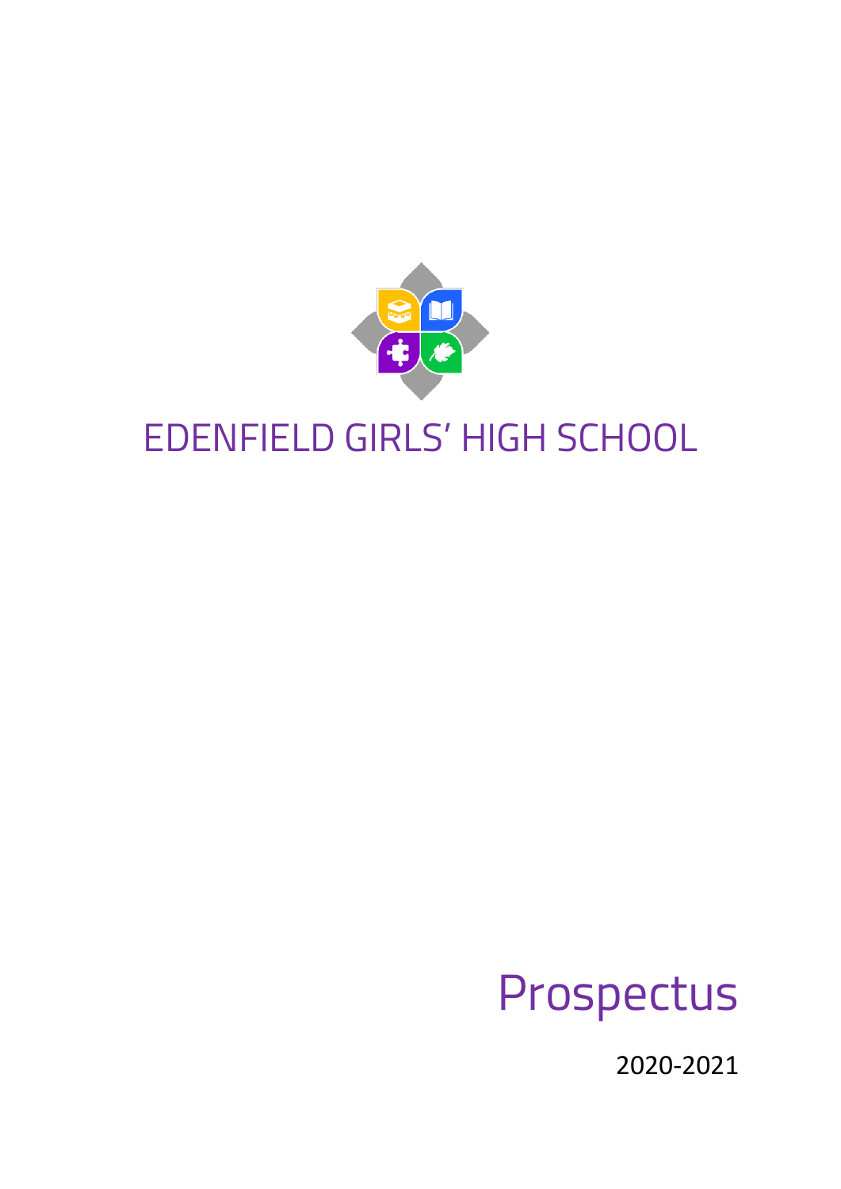# EDENFIELD GIRLS' HIGH SCHOOL

## Prospectus

2020-2021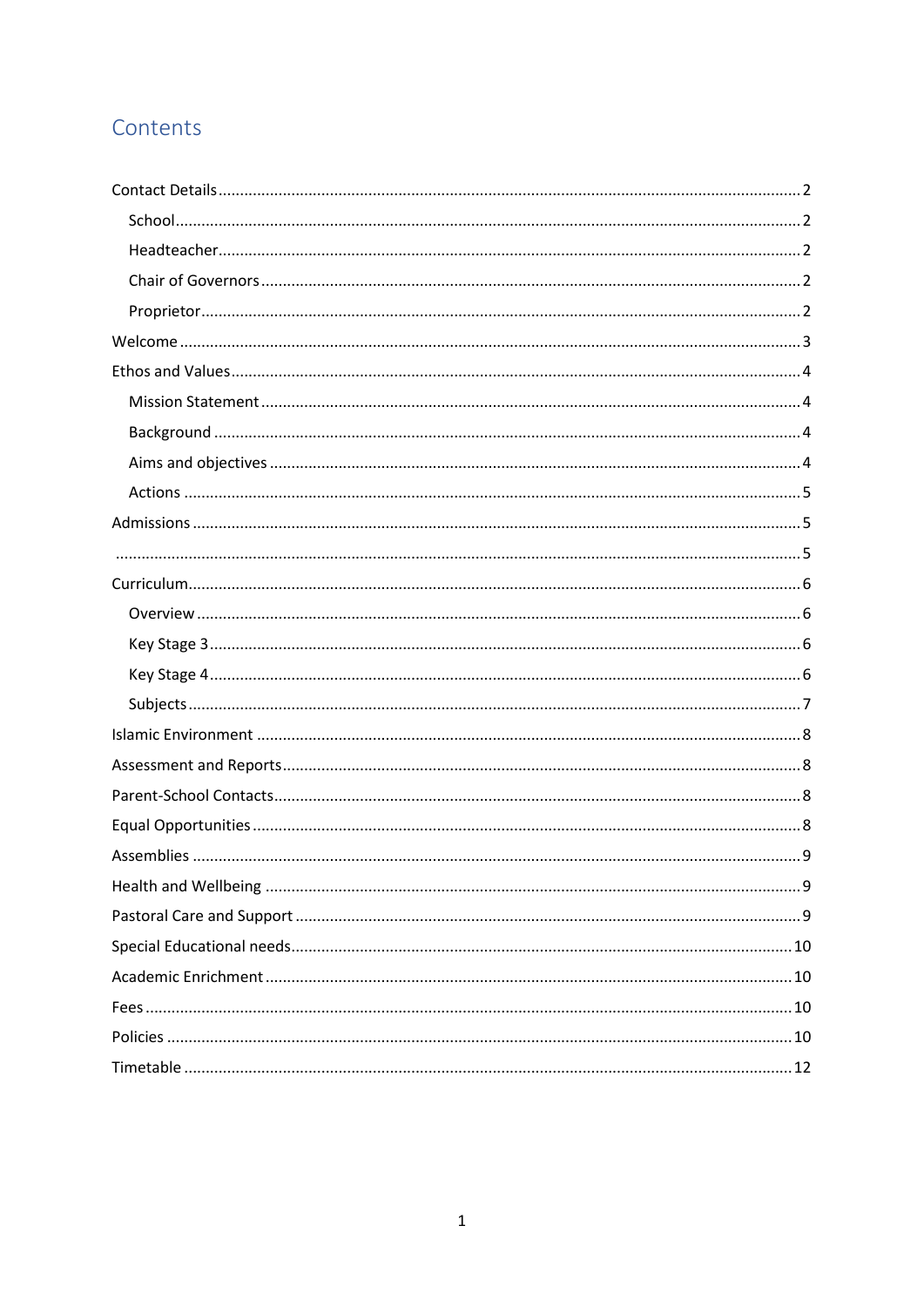# Contents

- Contact Details ..... 2
  - School ..... 2
  - Headteacher ..... 2
  - Chair of Governors ..... 2
  - Proprietor ..... 2
- Welcome ..... 3
- Ethos and Values ..... 4
  - Mission Statement ..... 4
  - Background ..... 4
  - Aims and objectives ..... 4
  - Actions ..... 5
- Admissions ..... 5
- ..... 5
- Curriculum ..... 6
  - Overview ..... 6
  - Key Stage 3 ..... 6
  - Key Stage 4 ..... 6
  - Subjects ..... 7
- Islamic Environment ..... 8
- Assessment and Reports ..... 8
- Parent-School Contacts ..... 8
- Equal Opportunities ..... 8
- Assemblies ..... 9
- Health and Wellbeing ..... 9
- Pastoral Care and Support ..... 9
- Special Educational needs ..... 10
- Academic Enrichment ..... 10
- Fees ..... 10
- Policies ..... 10
- Timetable ..... 12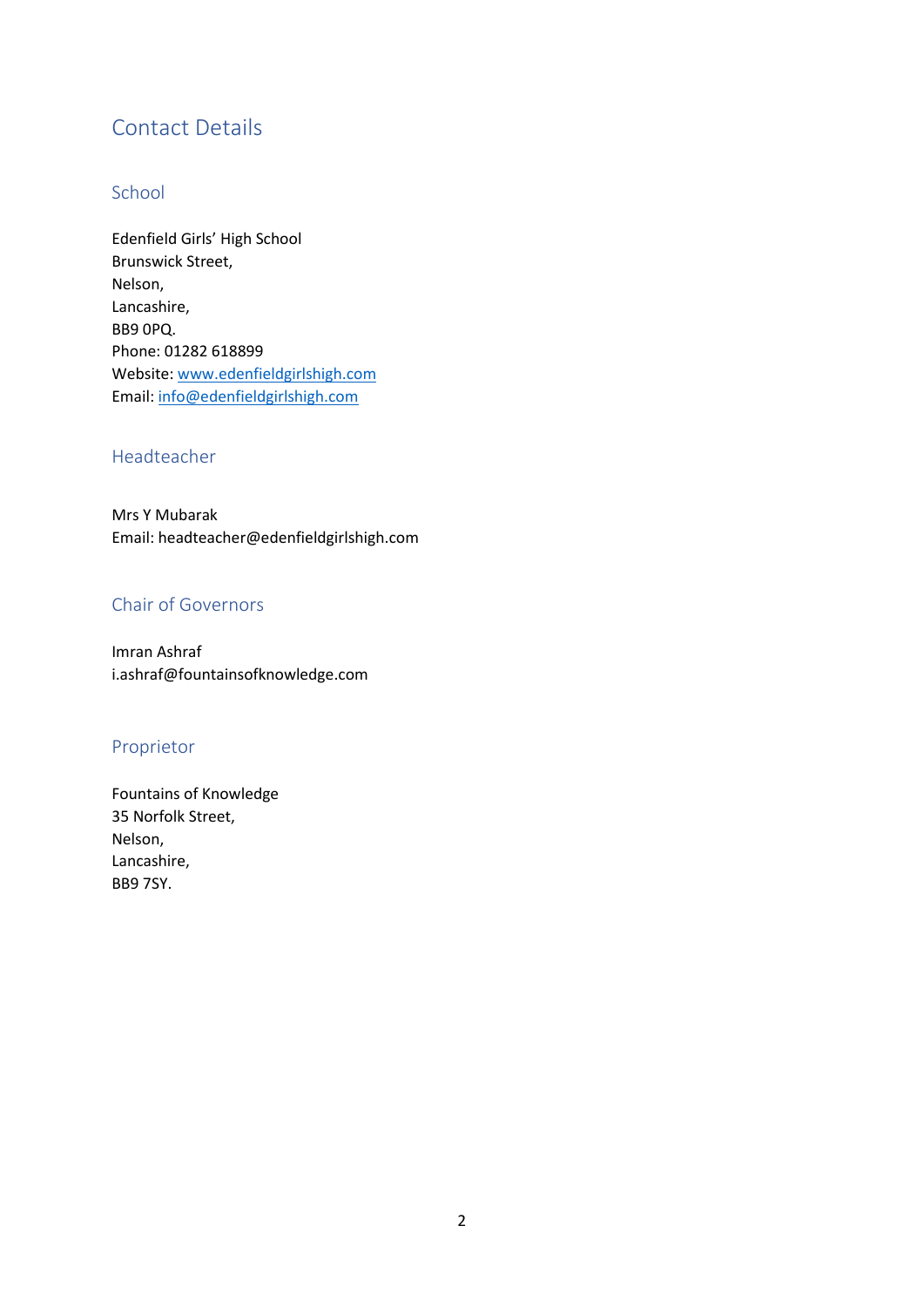# Contact Details

## School

Edenfield Girls' High School
Brunswick Street,
Nelson,
Lancashire,
BB9 0PQ.
Phone: 01282 618899
Website: www.edenfieldgirlshigh.com
Email: info@edenfieldgirlshigh.com

## Headteacher

Mrs Y Mubarak
Email: headteacher@edenfieldgirlshigh.com

## Chair of Governors

Imran Ashraf
i.ashraf@fountainsofknowledge.com

## Proprietor

Fountains of Knowledge
35 Norfolk Street,
Nelson,
Lancashire,
BB9 7SY.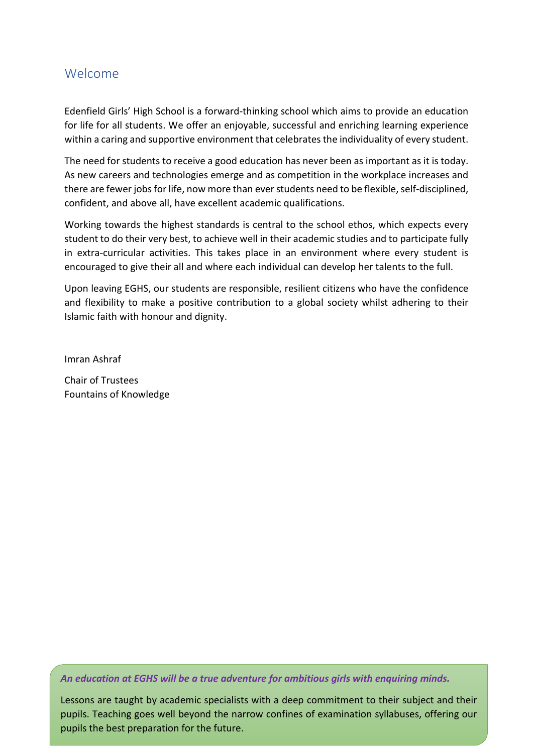## Welcome

Edenfield Girls' High School is a forward-thinking school which aims to provide an education for life for all students. We offer an enjoyable, successful and enriching learning experience within a caring and supportive environment that celebrates the individuality of every student.

The need for students to receive a good education has never been as important as it is today. As new careers and technologies emerge and as competition in the workplace increases and there are fewer jobs for life, now more than ever students need to be flexible, self-disciplined, confident, and above all, have excellent academic qualifications.

Working towards the highest standards is central to the school ethos, which expects every student to do their very best, to achieve well in their academic studies and to participate fully in extra-curricular activities. This takes place in an environment where every student is encouraged to give their all and where each individual can develop her talents to the full.

Upon leaving EGHS, our students are responsible, resilient citizens who have the confidence and flexibility to make a positive contribution to a global society whilst adhering to their Islamic faith with honour and dignity.

Imran Ashraf

Chair of Trustees
Fountains of Knowledge

***An education at EGHS will be a true adventure for ambitious girls with enquiring minds.***

Lessons are taught by academic specialists with a deep commitment to their subject and their pupils. Teaching goes well beyond the narrow confines of examination syllabuses, offering our pupils the best preparation for the future.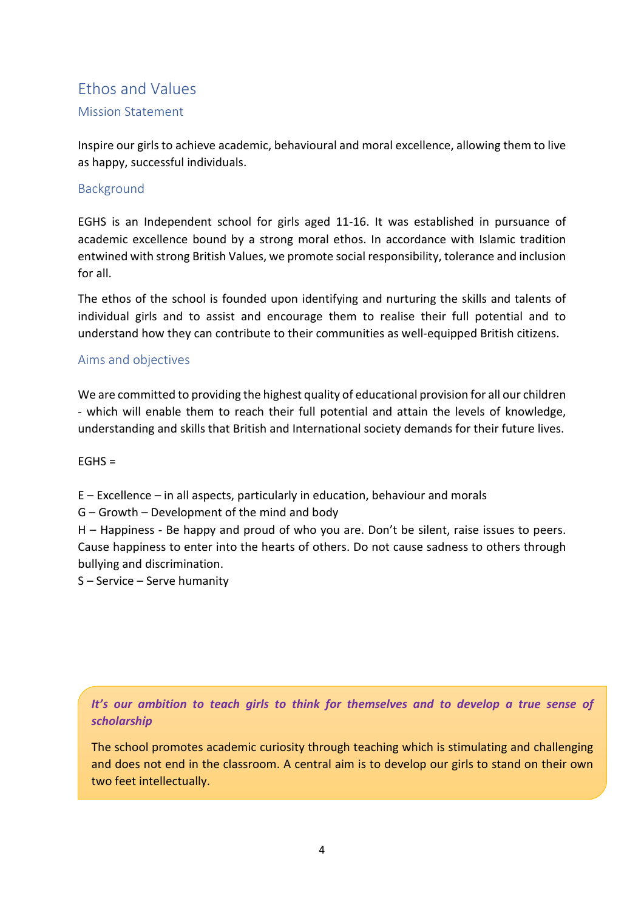## Ethos and Values

### Mission Statement

Inspire our girls to achieve academic, behavioural and moral excellence, allowing them to live as happy, successful individuals.

### Background

EGHS is an Independent school for girls aged 11-16. It was established in pursuance of academic excellence bound by a strong moral ethos. In accordance with Islamic tradition entwined with strong British Values, we promote social responsibility, tolerance and inclusion for all.

The ethos of the school is founded upon identifying and nurturing the skills and talents of individual girls and to assist and encourage them to realise their full potential and to understand how they can contribute to their communities as well-equipped British citizens.

### Aims and objectives

We are committed to providing the highest quality of educational provision for all our children - which will enable them to reach their full potential and attain the levels of knowledge, understanding and skills that British and International society demands for their future lives.

EGHS =

E – Excellence – in all aspects, particularly in education, behaviour and morals
G – Growth – Development of the mind and body
H – Happiness - Be happy and proud of who you are. Don't be silent, raise issues to peers. Cause happiness to enter into the hearts of others. Do not cause sadness to others through bullying and discrimination.
S – Service – Serve humanity

***It's our ambition to teach girls to think for themselves and to develop a true sense of scholarship***

The school promotes academic curiosity through teaching which is stimulating and challenging and does not end in the classroom. A central aim is to develop our girls to stand on their own two feet intellectually.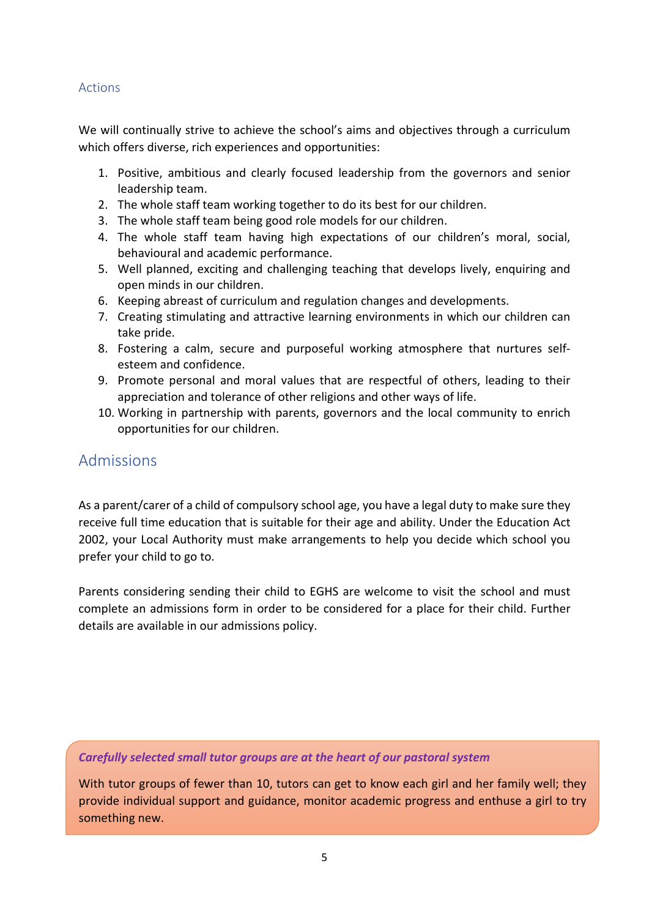### Actions

We will continually strive to achieve the school's aims and objectives through a curriculum which offers diverse, rich experiences and opportunities:

1. Positive, ambitious and clearly focused leadership from the governors and senior leadership team.
2. The whole staff team working together to do its best for our children.
3. The whole staff team being good role models for our children.
4. The whole staff team having high expectations of our children's moral, social, behavioural and academic performance.
5. Well planned, exciting and challenging teaching that develops lively, enquiring and open minds in our children.
6. Keeping abreast of curriculum and regulation changes and developments.
7. Creating stimulating and attractive learning environments in which our children can take pride.
8. Fostering a calm, secure and purposeful working atmosphere that nurtures self-esteem and confidence.
9. Promote personal and moral values that are respectful of others, leading to their appreciation and tolerance of other religions and other ways of life.
10. Working in partnership with parents, governors and the local community to enrich opportunities for our children.

## Admissions

As a parent/carer of a child of compulsory school age, you have a legal duty to make sure they receive full time education that is suitable for their age and ability. Under the Education Act 2002, your Local Authority must make arrangements to help you decide which school you prefer your child to go to.

Parents considering sending their child to EGHS are welcome to visit the school and must complete an admissions form in order to be considered for a place for their child. Further details are available in our admissions policy.

***Carefully selected small tutor groups are at the heart of our pastoral system***

With tutor groups of fewer than 10, tutors can get to know each girl and her family well; they provide individual support and guidance, monitor academic progress and enthuse a girl to try something new.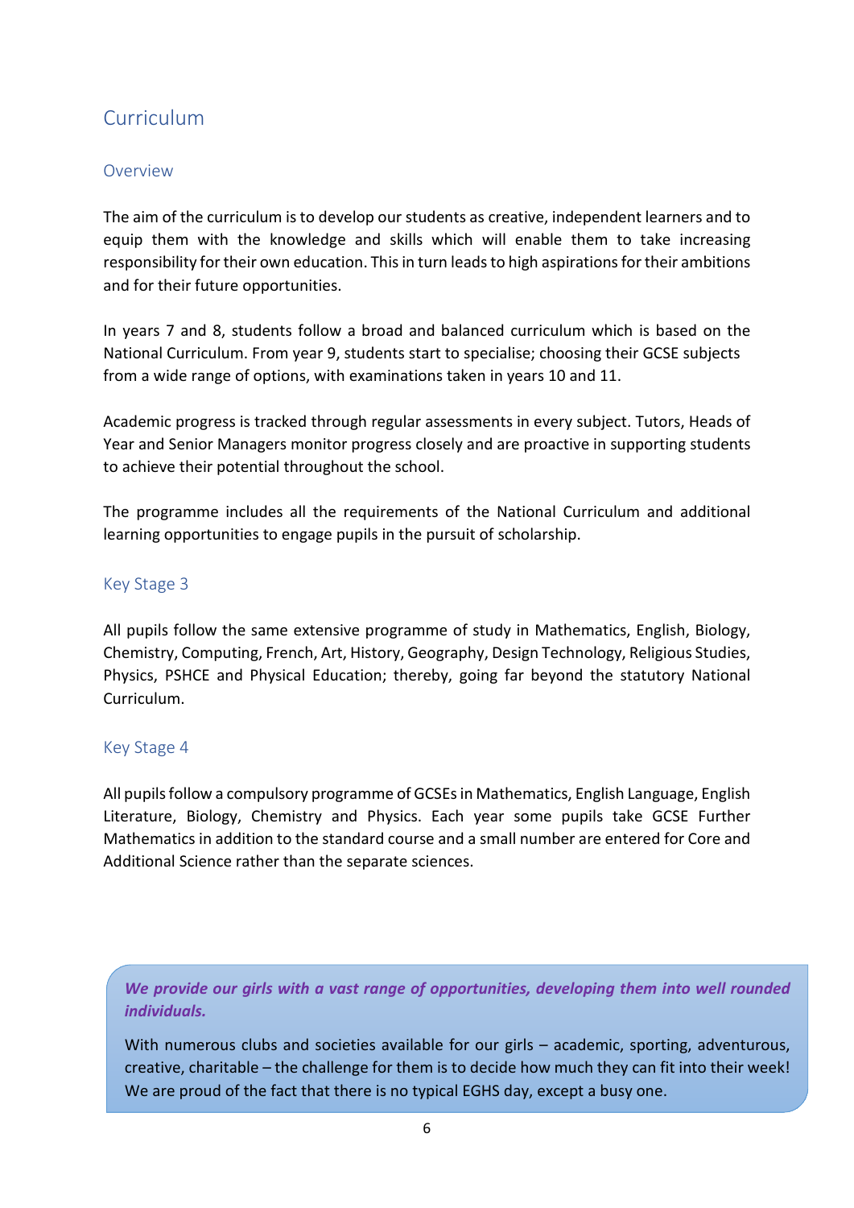# Curriculum

## Overview

The aim of the curriculum is to develop our students as creative, independent learners and to equip them with the knowledge and skills which will enable them to take increasing responsibility for their own education. This in turn leads to high aspirations for their ambitions and for their future opportunities.

In years 7 and 8, students follow a broad and balanced curriculum which is based on the National Curriculum. From year 9, students start to specialise; choosing their GCSE subjects from a wide range of options, with examinations taken in years 10 and 11.

Academic progress is tracked through regular assessments in every subject. Tutors, Heads of Year and Senior Managers monitor progress closely and are proactive in supporting students to achieve their potential throughout the school.

The programme includes all the requirements of the National Curriculum and additional learning opportunities to engage pupils in the pursuit of scholarship.

## Key Stage 3

All pupils follow the same extensive programme of study in Mathematics, English, Biology, Chemistry, Computing, French, Art, History, Geography, Design Technology, Religious Studies, Physics, PSHCE and Physical Education; thereby, going far beyond the statutory National Curriculum.

## Key Stage 4

All pupils follow a compulsory programme of GCSEs in Mathematics, English Language, English Literature, Biology, Chemistry and Physics. Each year some pupils take GCSE Further Mathematics in addition to the standard course and a small number are entered for Core and Additional Science rather than the separate sciences.

***We provide our girls with a vast range of opportunities, developing them into well rounded individuals.***

With numerous clubs and societies available for our girls – academic, sporting, adventurous, creative, charitable – the challenge for them is to decide how much they can fit into their week! We are proud of the fact that there is no typical EGHS day, except a busy one.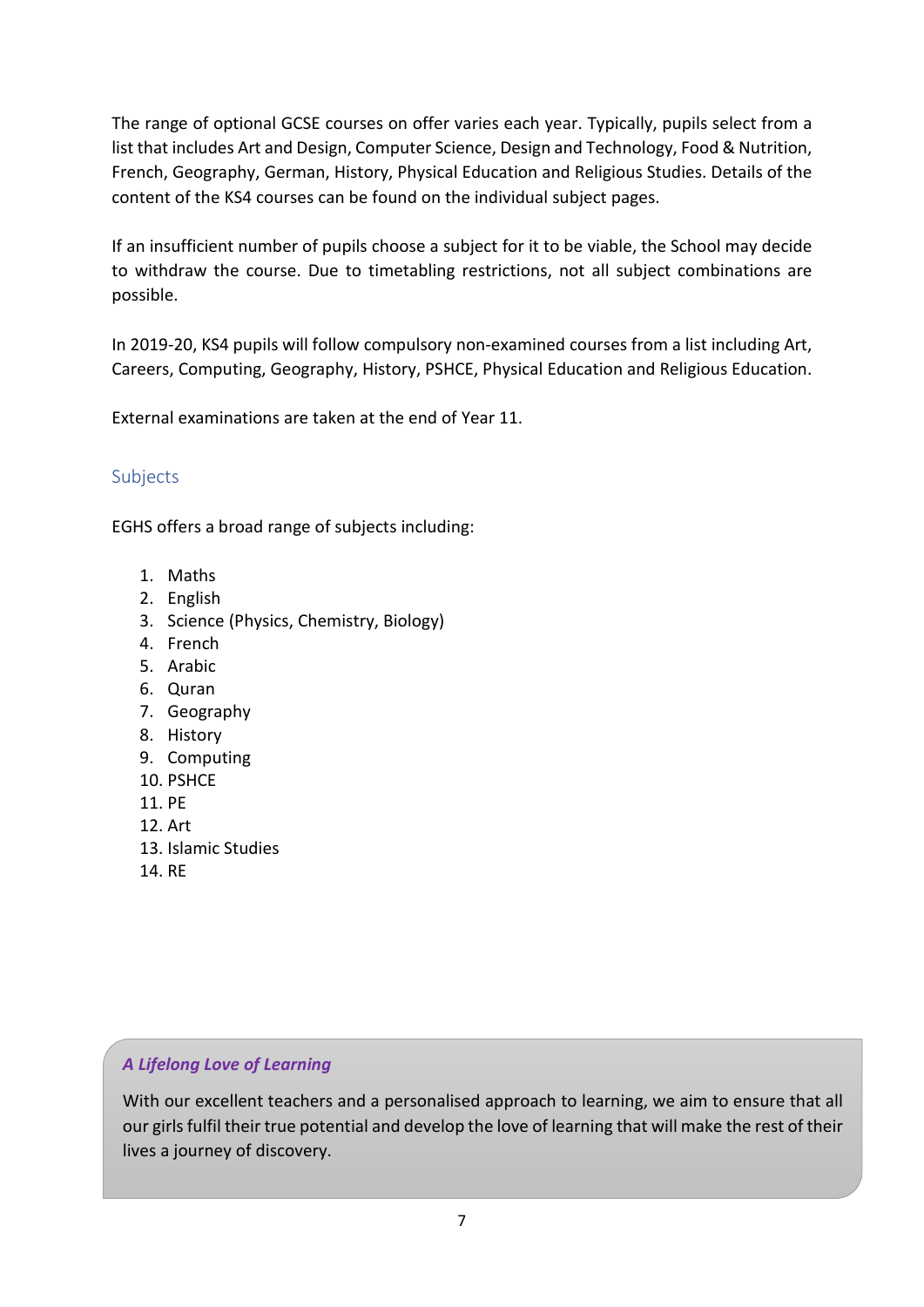The range of optional GCSE courses on offer varies each year. Typically, pupils select from a list that includes Art and Design, Computer Science, Design and Technology, Food & Nutrition, French, Geography, German, History, Physical Education and Religious Studies. Details of the content of the KS4 courses can be found on the individual subject pages.

If an insufficient number of pupils choose a subject for it to be viable, the School may decide to withdraw the course. Due to timetabling restrictions, not all subject combinations are possible.

In 2019-20, KS4 pupils will follow compulsory non-examined courses from a list including Art, Careers, Computing, Geography, History, PSHCE, Physical Education and Religious Education.

External examinations are taken at the end of Year 11.

## Subjects

EGHS offers a broad range of subjects including:

1. Maths
2. English
3. Science (Physics, Chemistry, Biology)
4. French
5. Arabic
6. Quran
7. Geography
8. History
9. Computing
10. PSHCE
11. PE
12. Art
13. Islamic Studies
14. RE

***A Lifelong Love of Learning***

With our excellent teachers and a personalised approach to learning, we aim to ensure that all our girls fulfil their true potential and develop the love of learning that will make the rest of their lives a journey of discovery.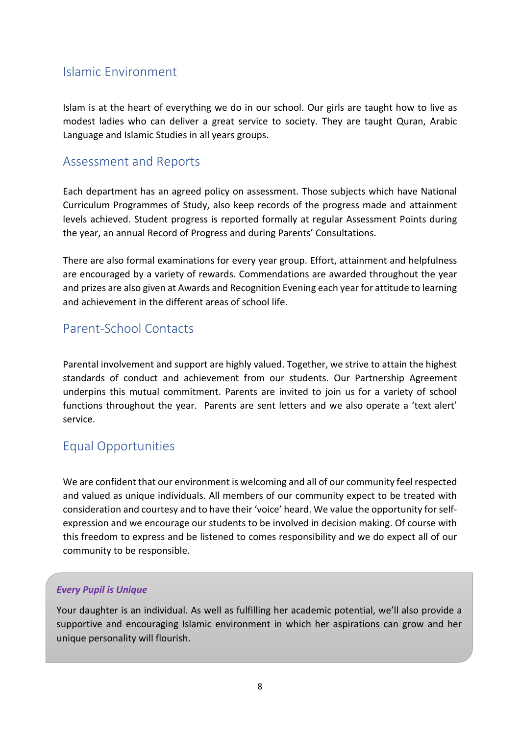## Islamic Environment

Islam is at the heart of everything we do in our school. Our girls are taught how to live as modest ladies who can deliver a great service to society. They are taught Quran, Arabic Language and Islamic Studies in all years groups.

## Assessment and Reports

Each department has an agreed policy on assessment. Those subjects which have National Curriculum Programmes of Study, also keep records of the progress made and attainment levels achieved. Student progress is reported formally at regular Assessment Points during the year, an annual Record of Progress and during Parents' Consultations.

There are also formal examinations for every year group. Effort, attainment and helpfulness are encouraged by a variety of rewards. Commendations are awarded throughout the year and prizes are also given at Awards and Recognition Evening each year for attitude to learning and achievement in the different areas of school life.

## Parent-School Contacts

Parental involvement and support are highly valued. Together, we strive to attain the highest standards of conduct and achievement from our students. Our Partnership Agreement underpins this mutual commitment. Parents are invited to join us for a variety of school functions throughout the year. Parents are sent letters and we also operate a 'text alert' service.

## Equal Opportunities

We are confident that our environment is welcoming and all of our community feel respected and valued as unique individuals. All members of our community expect to be treated with consideration and courtesy and to have their 'voice' heard. We value the opportunity for self-expression and we encourage our students to be involved in decision making. Of course with this freedom to express and be listened to comes responsibility and we do expect all of our community to be responsible.

***Every Pupil is Unique***

Your daughter is an individual. As well as fulfilling her academic potential, we'll also provide a supportive and encouraging Islamic environment in which her aspirations can grow and her unique personality will flourish.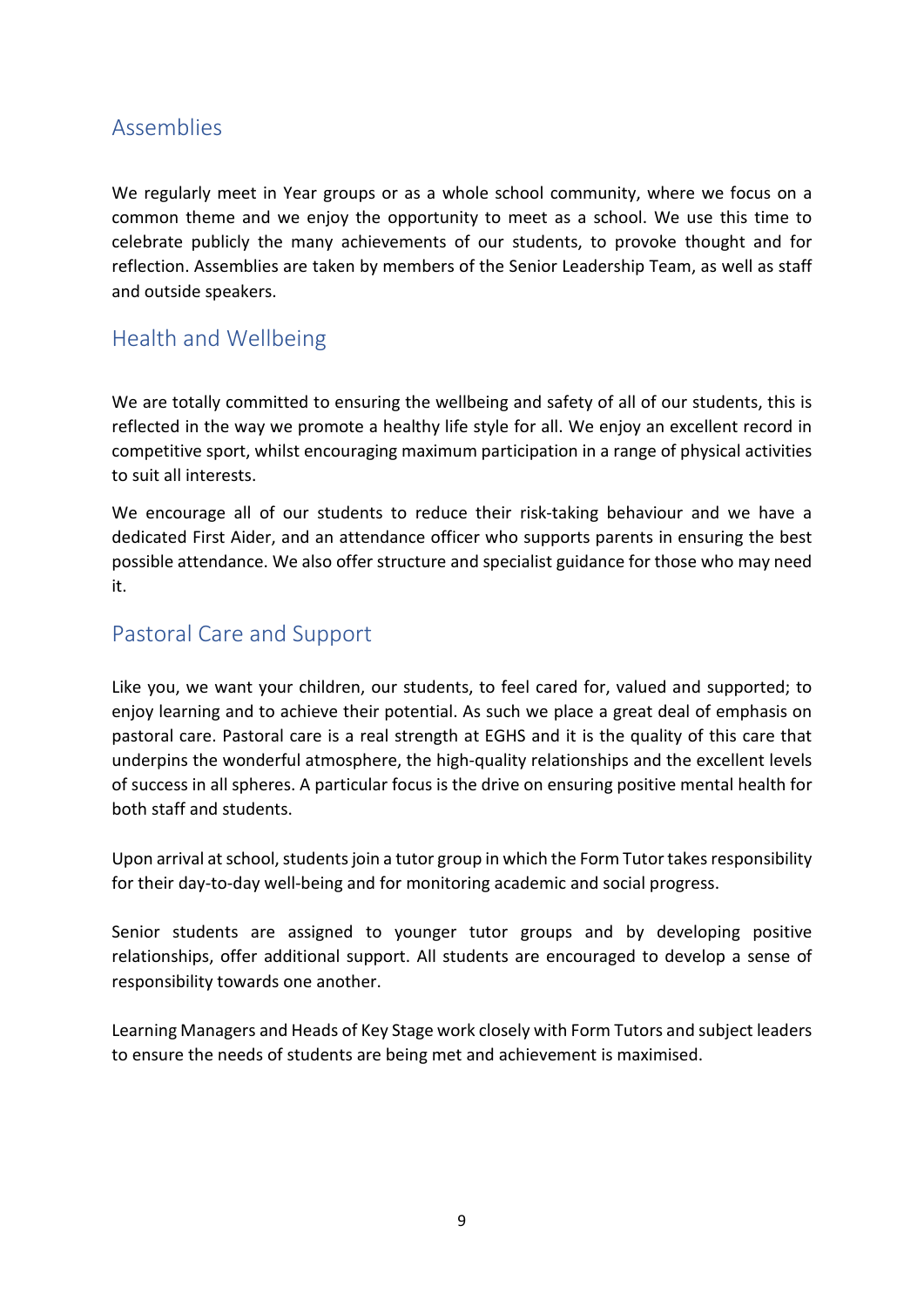## Assemblies

We regularly meet in Year groups or as a whole school community, where we focus on a common theme and we enjoy the opportunity to meet as a school. We use this time to celebrate publicly the many achievements of our students, to provoke thought and for reflection. Assemblies are taken by members of the Senior Leadership Team, as well as staff and outside speakers.

## Health and Wellbeing

We are totally committed to ensuring the wellbeing and safety of all of our students, this is reflected in the way we promote a healthy life style for all. We enjoy an excellent record in competitive sport, whilst encouraging maximum participation in a range of physical activities to suit all interests.

We encourage all of our students to reduce their risk-taking behaviour and we have a dedicated First Aider, and an attendance officer who supports parents in ensuring the best possible attendance. We also offer structure and specialist guidance for those who may need it.

## Pastoral Care and Support

Like you, we want your children, our students, to feel cared for, valued and supported; to enjoy learning and to achieve their potential. As such we place a great deal of emphasis on pastoral care. Pastoral care is a real strength at EGHS and it is the quality of this care that underpins the wonderful atmosphere, the high-quality relationships and the excellent levels of success in all spheres. A particular focus is the drive on ensuring positive mental health for both staff and students.

Upon arrival at school, students join a tutor group in which the Form Tutor takes responsibility for their day-to-day well-being and for monitoring academic and social progress.

Senior students are assigned to younger tutor groups and by developing positive relationships, offer additional support. All students are encouraged to develop a sense of responsibility towards one another.

Learning Managers and Heads of Key Stage work closely with Form Tutors and subject leaders to ensure the needs of students are being met and achievement is maximised.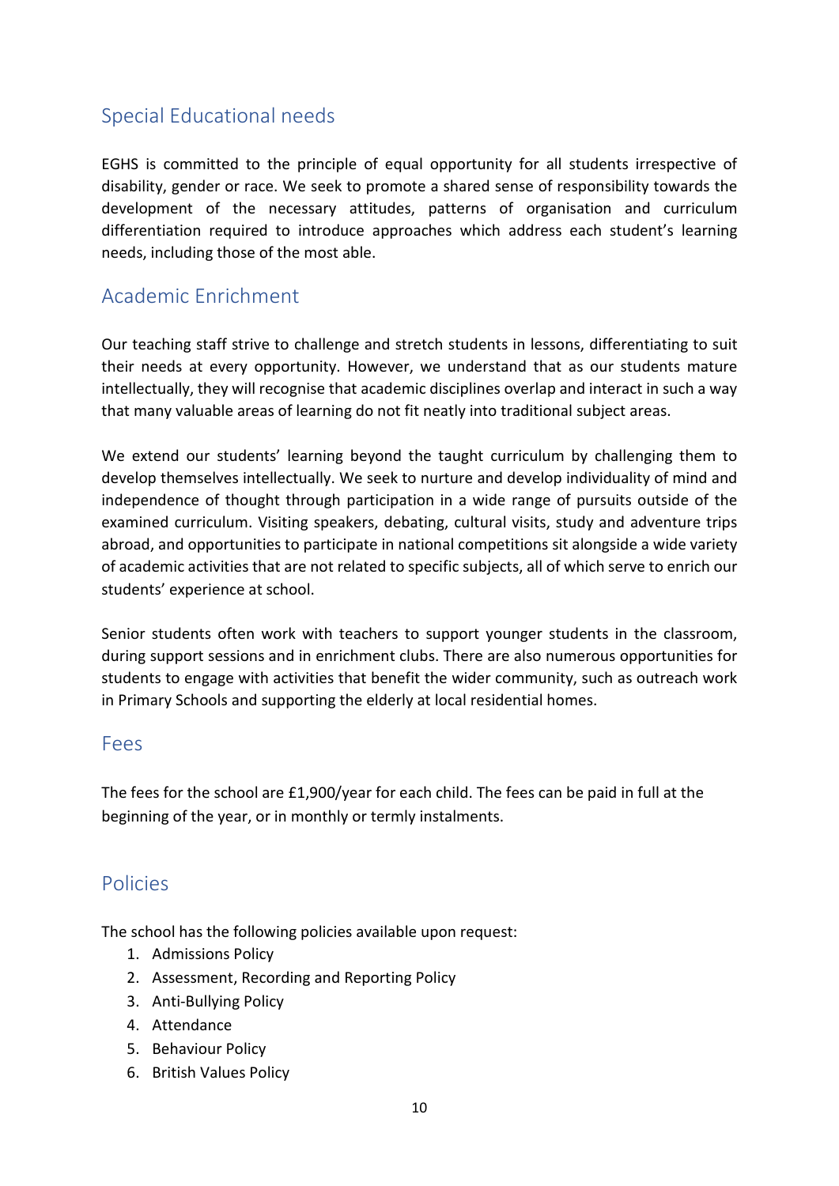## Special Educational needs

EGHS is committed to the principle of equal opportunity for all students irrespective of disability, gender or race. We seek to promote a shared sense of responsibility towards the development of the necessary attitudes, patterns of organisation and curriculum differentiation required to introduce approaches which address each student's learning needs, including those of the most able.

## Academic Enrichment

Our teaching staff strive to challenge and stretch students in lessons, differentiating to suit their needs at every opportunity. However, we understand that as our students mature intellectually, they will recognise that academic disciplines overlap and interact in such a way that many valuable areas of learning do not fit neatly into traditional subject areas.

We extend our students' learning beyond the taught curriculum by challenging them to develop themselves intellectually. We seek to nurture and develop individuality of mind and independence of thought through participation in a wide range of pursuits outside of the examined curriculum. Visiting speakers, debating, cultural visits, study and adventure trips abroad, and opportunities to participate in national competitions sit alongside a wide variety of academic activities that are not related to specific subjects, all of which serve to enrich our students' experience at school.

Senior students often work with teachers to support younger students in the classroom, during support sessions and in enrichment clubs. There are also numerous opportunities for students to engage with activities that benefit the wider community, such as outreach work in Primary Schools and supporting the elderly at local residential homes.

## Fees

The fees for the school are £1,900/year for each child. The fees can be paid in full at the beginning of the year, or in monthly or termly instalments.

## Policies

The school has the following policies available upon request:

1. Admissions Policy
2. Assessment, Recording and Reporting Policy
3. Anti-Bullying Policy
4. Attendance
5. Behaviour Policy
6. British Values Policy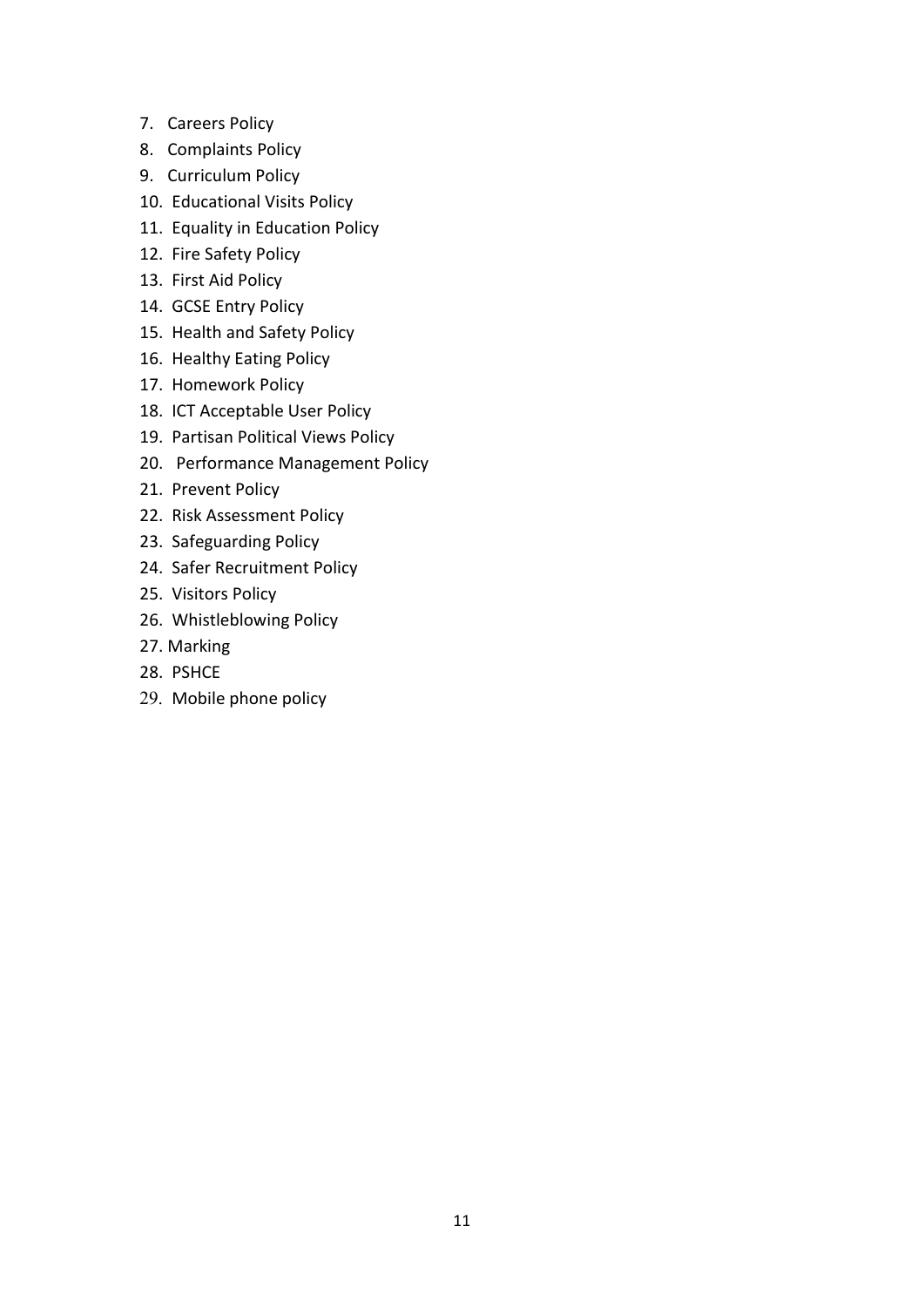7. Careers Policy
8. Complaints Policy
9. Curriculum Policy
10. Educational Visits Policy
11. Equality in Education Policy
12. Fire Safety Policy
13. First Aid Policy
14. GCSE Entry Policy
15. Health and Safety Policy
16. Healthy Eating Policy
17. Homework Policy
18. ICT Acceptable User Policy
19. Partisan Political Views Policy
20. Performance Management Policy
21. Prevent Policy
22. Risk Assessment Policy
23. Safeguarding Policy
24. Safer Recruitment Policy
25. Visitors Policy
26. Whistleblowing Policy
27. Marking
28. PSHCE
29. Mobile phone policy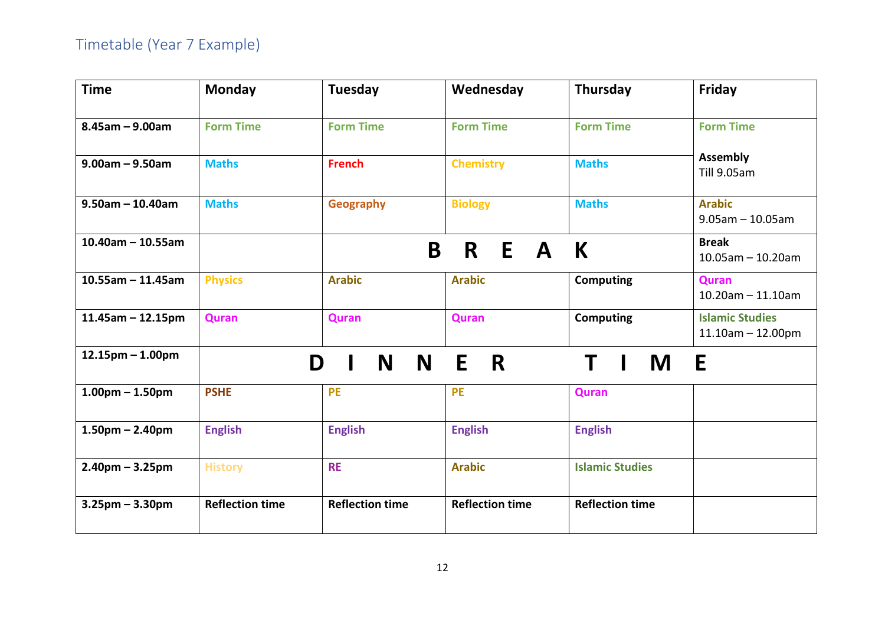## Timetable (Year 7 Example)

| Time | Monday | Tuesday | Wednesday | Thursday | Friday |
|---|---|---|---|---|---|
| **8.45am – 9.00am** | **Form Time** | **Form Time** | **Form Time** | **Form Time** | **Form Time** |
| **9.00am – 9.50am** | **Maths** | **French** | **Chemistry** | **Maths** | **Assembly** Till 9.05am |
| **9.50am – 10.40am** | **Maths** | **Geography** | **Biology** | **Maths** | **Arabic** 9.05am – 10.05am |
| **10.40am – 10.55am** | | **B R E A K** | | | **Break** 10.05am – 10.20am |
| **10.55am – 11.45am** | **Physics** | **Arabic** | **Arabic** | **Computing** | **Quran** 10.20am – 11.10am |
| **11.45am – 12.15pm** | **Quran** | **Quran** | **Quran** | **Computing** | **Islamic Studies** 11.10am – 12.00pm |
| **12.15pm – 1.00pm** | **D I N N E R T I M E** | | | | |
| **1.00pm – 1.50pm** | **PSHE** | **PE** | **PE** | **Quran** | |
| **1.50pm – 2.40pm** | **English** | **English** | **English** | **English** | |
| **2.40pm – 3.25pm** | **History** | **RE** | **Arabic** | **Islamic Studies** | |
| **3.25pm – 3.30pm** | **Reflection time** | **Reflection time** | **Reflection time** | **Reflection time** | |